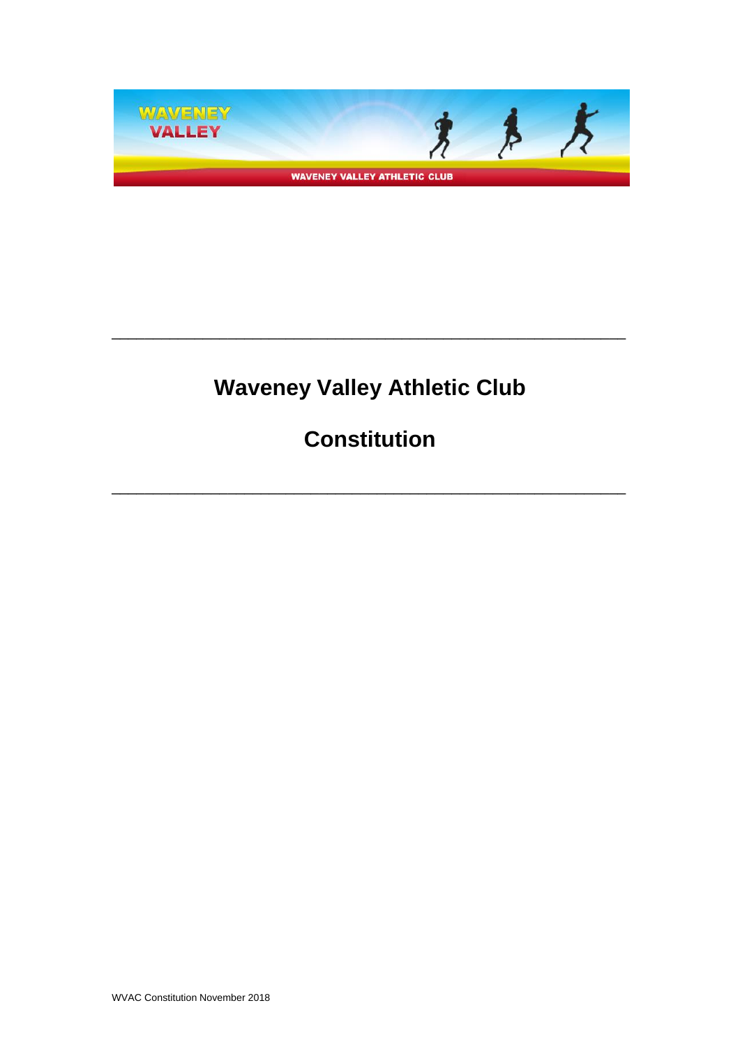# Waveney Valley Athletic Club

# Constitution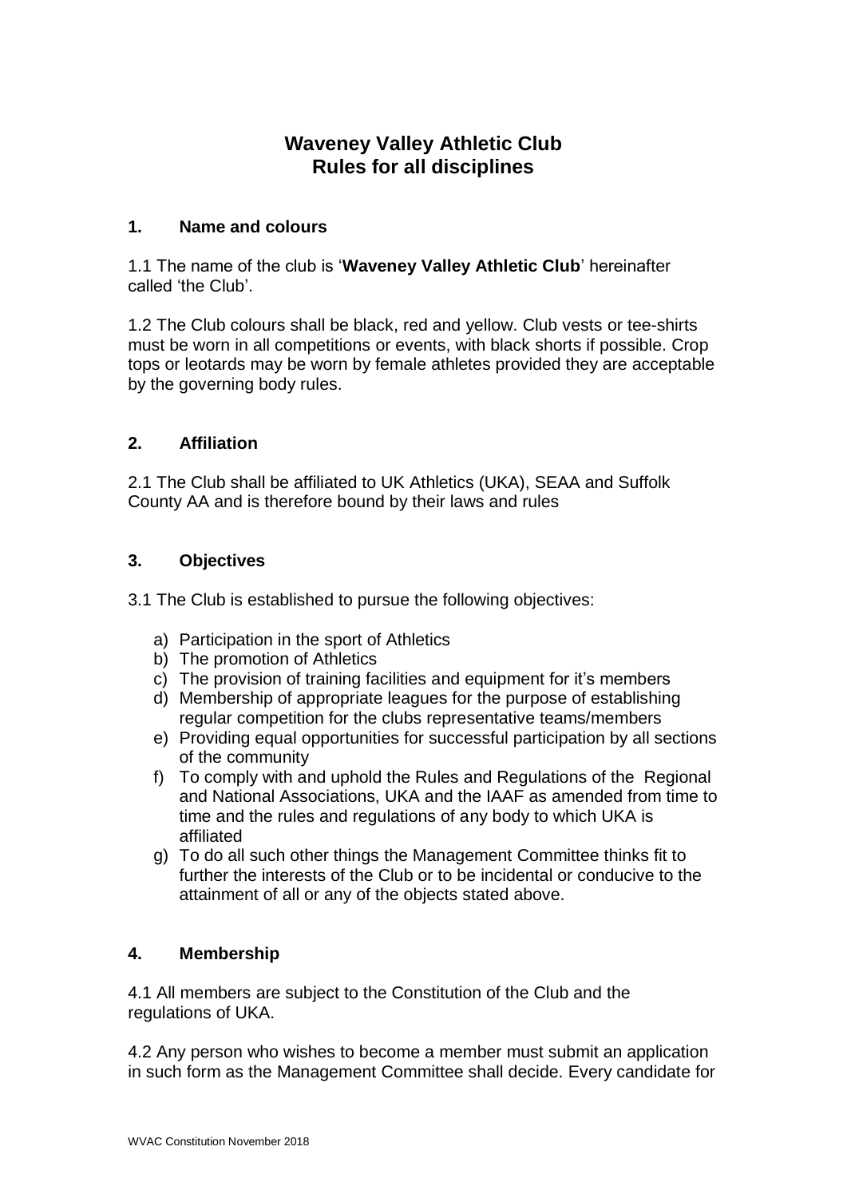# Waveney Valley Athletic Club
# Rules for all disciplines

## 1. Name and colours

1.1 The name of the club is '**Waveney Valley Athletic Club**' hereinafter called 'the Club'.

1.2 The Club colours shall be black, red and yellow. Club vests or tee-shirts must be worn in all competitions or events, with black shorts if possible. Crop tops or leotards may be worn by female athletes provided they are acceptable by the governing body rules.

## 2. Affiliation

2.1 The Club shall be affiliated to UK Athletics (UKA), SEAA and Suffolk County AA and is therefore bound by their laws and rules

## 3. Objectives

3.1 The Club is established to pursue the following objectives:

a) Participation in the sport of Athletics
b) The promotion of Athletics
c) The provision of training facilities and equipment for it's members
d) Membership of appropriate leagues for the purpose of establishing regular competition for the clubs representative teams/members
e) Providing equal opportunities for successful participation by all sections of the community
f) To comply with and uphold the Rules and Regulations of the Regional and National Associations, UKA and the IAAF as amended from time to time and the rules and regulations of any body to which UKA is affiliated
g) To do all such other things the Management Committee thinks fit to further the interests of the Club or to be incidental or conducive to the attainment of all or any of the objects stated above.

## 4. Membership

4.1 All members are subject to the Constitution of the Club and the regulations of UKA.

4.2 Any person who wishes to become a member must submit an application in such form as the Management Committee shall decide. Every candidate for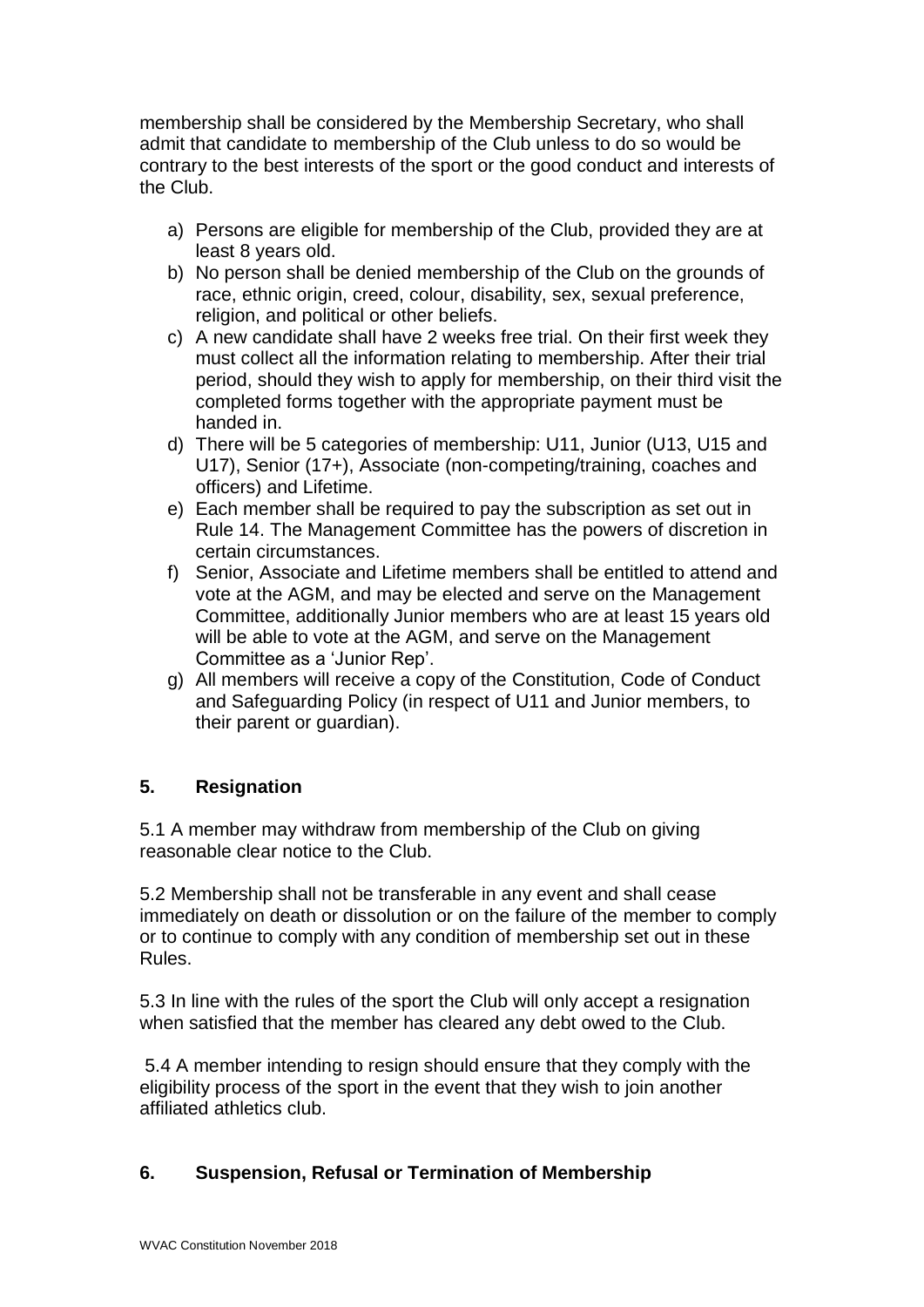membership shall be considered by the Membership Secretary, who shall admit that candidate to membership of the Club unless to do so would be contrary to the best interests of the sport or the good conduct and interests of the Club.

a) Persons are eligible for membership of the Club, provided they are at least 8 years old.
b) No person shall be denied membership of the Club on the grounds of race, ethnic origin, creed, colour, disability, sex, sexual preference, religion, and political or other beliefs.
c) A new candidate shall have 2 weeks free trial. On their first week they must collect all the information relating to membership. After their trial period, should they wish to apply for membership, on their third visit the completed forms together with the appropriate payment must be handed in.
d) There will be 5 categories of membership: U11, Junior (U13, U15 and U17), Senior (17+), Associate (non-competing/training, coaches and officers) and Lifetime.
e) Each member shall be required to pay the subscription as set out in Rule 14. The Management Committee has the powers of discretion in certain circumstances.
f) Senior, Associate and Lifetime members shall be entitled to attend and vote at the AGM, and may be elected and serve on the Management Committee, additionally Junior members who are at least 15 years old will be able to vote at the AGM, and serve on the Management Committee as a 'Junior Rep'.
g) All members will receive a copy of the Constitution, Code of Conduct and Safeguarding Policy (in respect of U11 and Junior members, to their parent or guardian).

## 5. Resignation

5.1 A member may withdraw from membership of the Club on giving reasonable clear notice to the Club.

5.2 Membership shall not be transferable in any event and shall cease immediately on death or dissolution or on the failure of the member to comply or to continue to comply with any condition of membership set out in these Rules.

5.3 In line with the rules of the sport the Club will only accept a resignation when satisfied that the member has cleared any debt owed to the Club.

5.4 A member intending to resign should ensure that they comply with the eligibility process of the sport in the event that they wish to join another affiliated athletics club.

## 6. Suspension, Refusal or Termination of Membership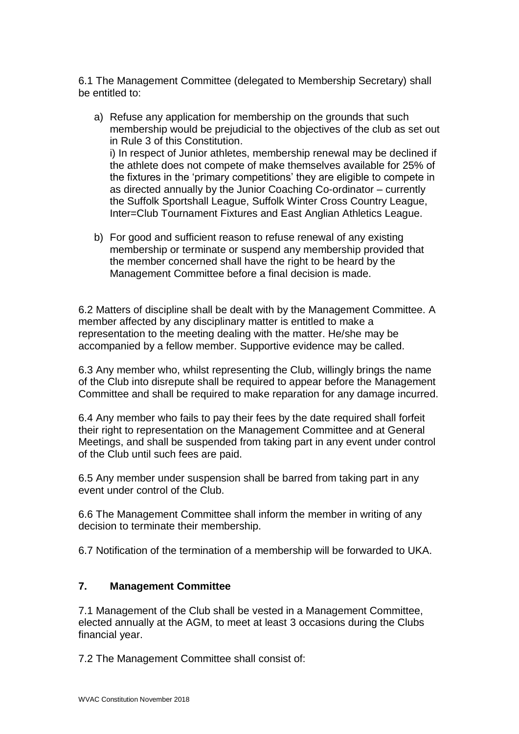6.1 The Management Committee (delegated to Membership Secretary) shall be entitled to:

a) Refuse any application for membership on the grounds that such membership would be prejudicial to the objectives of the club as set out in Rule 3 of this Constitution.
   i) In respect of Junior athletes, membership renewal may be declined if the athlete does not compete of make themselves available for 25% of the fixtures in the 'primary competitions' they are eligible to compete in as directed annually by the Junior Coaching Co-ordinator – currently the Suffolk Sportshall League, Suffolk Winter Cross Country League, Inter=Club Tournament Fixtures and East Anglian Athletics League.

b) For good and sufficient reason to refuse renewal of any existing membership or terminate or suspend any membership provided that the member concerned shall have the right to be heard by the Management Committee before a final decision is made.

6.2 Matters of discipline shall be dealt with by the Management Committee. A member affected by any disciplinary matter is entitled to make a representation to the meeting dealing with the matter. He/she may be accompanied by a fellow member. Supportive evidence may be called.

6.3 Any member who, whilst representing the Club, willingly brings the name of the Club into disrepute shall be required to appear before the Management Committee and shall be required to make reparation for any damage incurred.

6.4 Any member who fails to pay their fees by the date required shall forfeit their right to representation on the Management Committee and at General Meetings, and shall be suspended from taking part in any event under control of the Club until such fees are paid.

6.5 Any member under suspension shall be barred from taking part in any event under control of the Club.

6.6 The Management Committee shall inform the member in writing of any decision to terminate their membership.

6.7 Notification of the termination of a membership will be forwarded to UKA.

## 7. Management Committee

7.1 Management of the Club shall be vested in a Management Committee, elected annually at the AGM, to meet at least 3 occasions during the Clubs financial year.

7.2 The Management Committee shall consist of: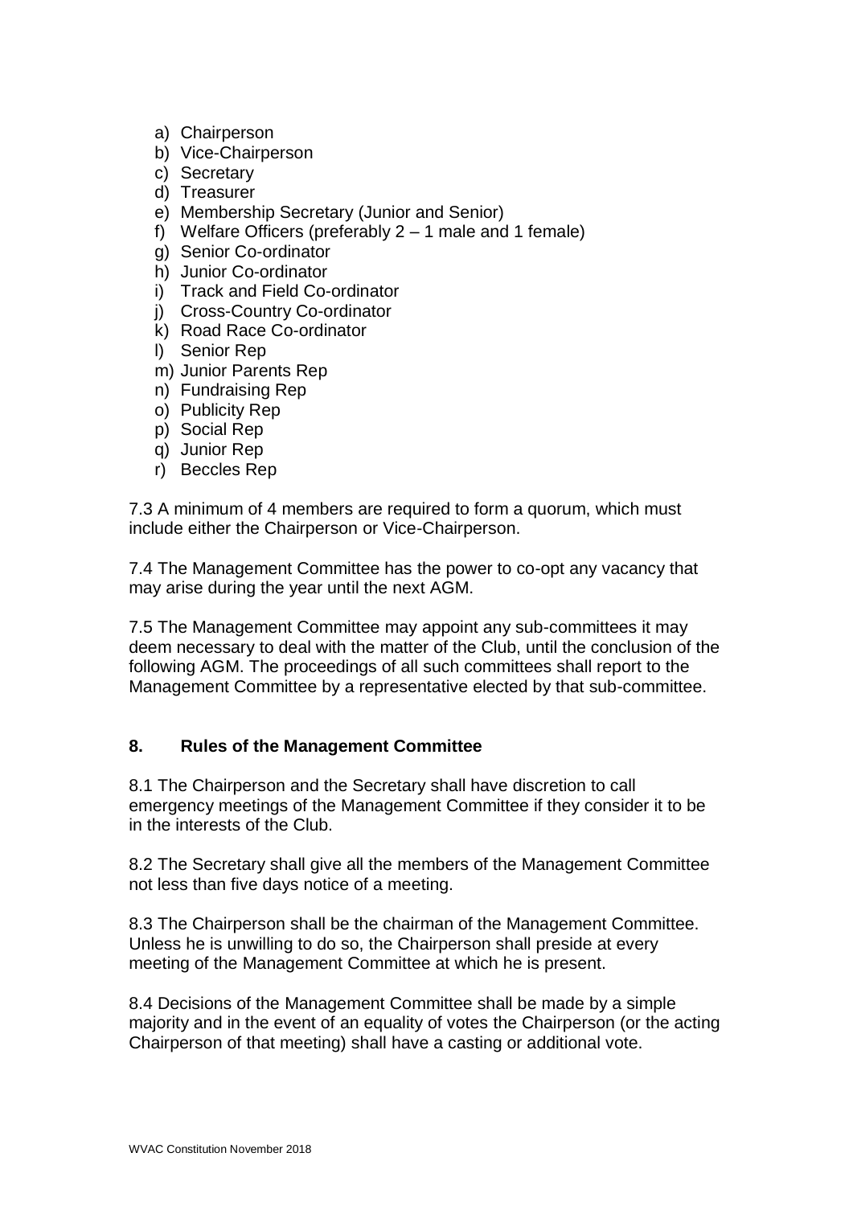a) Chairperson
b) Vice-Chairperson
c) Secretary
d) Treasurer
e) Membership Secretary (Junior and Senior)
f) Welfare Officers (preferably 2 – 1 male and 1 female)
g) Senior Co-ordinator
h) Junior Co-ordinator
i) Track and Field Co-ordinator
j) Cross-Country Co-ordinator
k) Road Race Co-ordinator
l) Senior Rep
m) Junior Parents Rep
n) Fundraising Rep
o) Publicity Rep
p) Social Rep
q) Junior Rep
r) Beccles Rep

7.3 A minimum of 4 members are required to form a quorum, which must include either the Chairperson or Vice-Chairperson.

7.4 The Management Committee has the power to co-opt any vacancy that may arise during the year until the next AGM.

7.5 The Management Committee may appoint any sub-committees it may deem necessary to deal with the matter of the Club, until the conclusion of the following AGM. The proceedings of all such committees shall report to the Management Committee by a representative elected by that sub-committee.

## 8. Rules of the Management Committee

8.1 The Chairperson and the Secretary shall have discretion to call emergency meetings of the Management Committee if they consider it to be in the interests of the Club.

8.2 The Secretary shall give all the members of the Management Committee not less than five days notice of a meeting.

8.3 The Chairperson shall be the chairman of the Management Committee. Unless he is unwilling to do so, the Chairperson shall preside at every meeting of the Management Committee at which he is present.

8.4 Decisions of the Management Committee shall be made by a simple majority and in the event of an equality of votes the Chairperson (or the acting Chairperson of that meeting) shall have a casting or additional vote.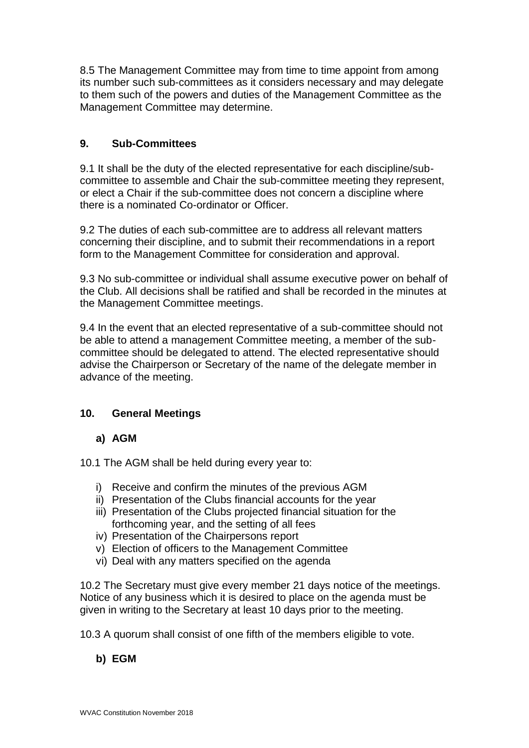8.5 The Management Committee may from time to time appoint from among its number such sub-committees as it considers necessary and may delegate to them such of the powers and duties of the Management Committee as the Management Committee may determine.

## 9. Sub-Committees

9.1 It shall be the duty of the elected representative for each discipline/sub-committee to assemble and Chair the sub-committee meeting they represent, or elect a Chair if the sub-committee does not concern a discipline where there is a nominated Co-ordinator or Officer.

9.2 The duties of each sub-committee are to address all relevant matters concerning their discipline, and to submit their recommendations in a report form to the Management Committee for consideration and approval.

9.3 No sub-committee or individual shall assume executive power on behalf of the Club. All decisions shall be ratified and shall be recorded in the minutes at the Management Committee meetings.

9.4 In the event that an elected representative of a sub-committee should not be able to attend a management Committee meeting, a member of the sub-committee should be delegated to attend. The elected representative should advise the Chairperson or Secretary of the name of the delegate member in advance of the meeting.

## 10. General Meetings

### a) AGM

10.1 The AGM shall be held during every year to:

i) Receive and confirm the minutes of the previous AGM
ii) Presentation of the Clubs financial accounts for the year
iii) Presentation of the Clubs projected financial situation for the forthcoming year, and the setting of all fees
iv) Presentation of the Chairpersons report
v) Election of officers to the Management Committee
vi) Deal with any matters specified on the agenda

10.2 The Secretary must give every member 21 days notice of the meetings. Notice of any business which it is desired to place on the agenda must be given in writing to the Secretary at least 10 days prior to the meeting.

10.3 A quorum shall consist of one fifth of the members eligible to vote.

### b) EGM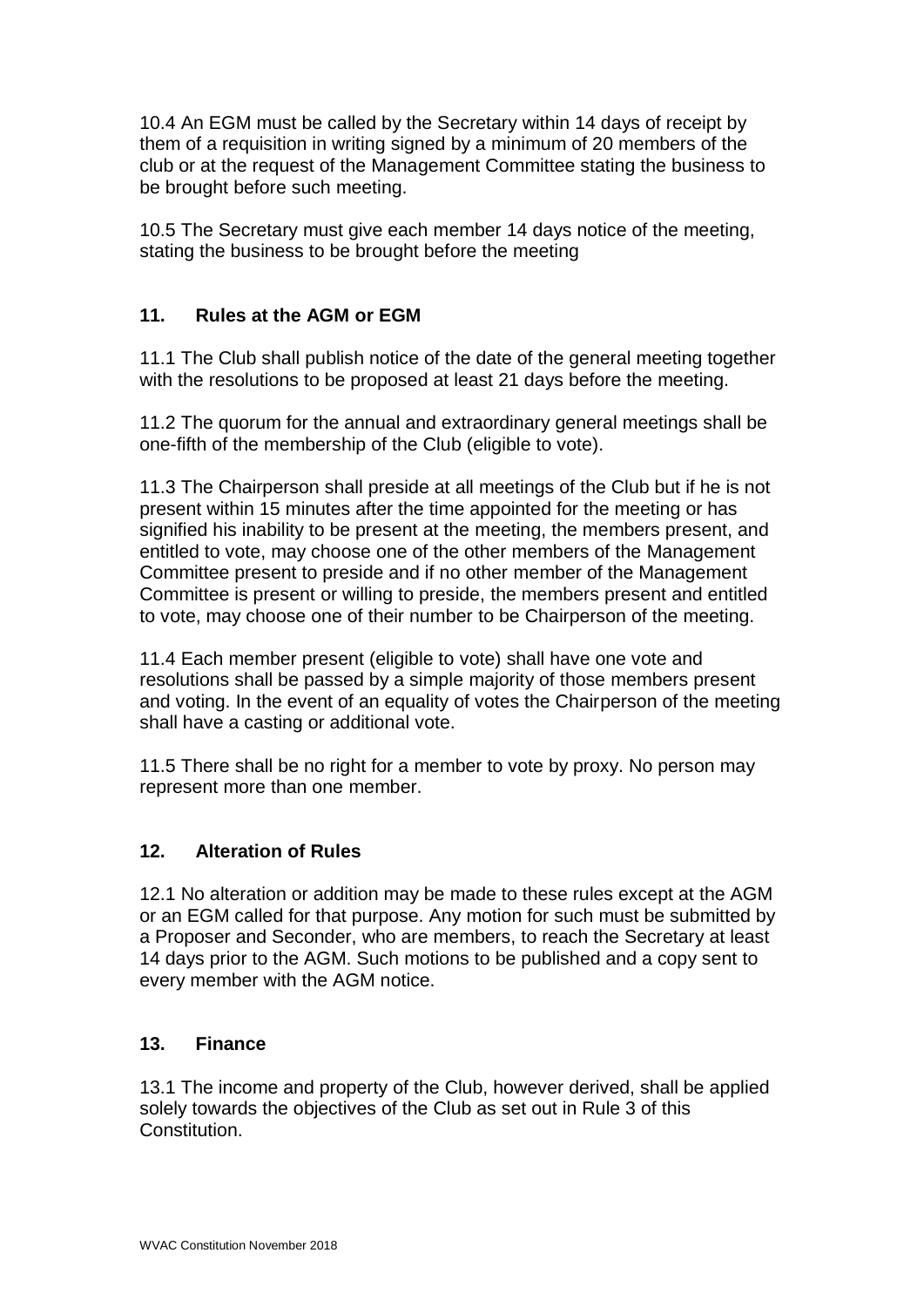10.4 An EGM must be called by the Secretary within 14 days of receipt by them of a requisition in writing signed by a minimum of 20 members of the club or at the request of the Management Committee stating the business to be brought before such meeting.

10.5 The Secretary must give each member 14 days notice of the meeting, stating the business to be brought before the meeting

## 11. Rules at the AGM or EGM

11.1 The Club shall publish notice of the date of the general meeting together with the resolutions to be proposed at least 21 days before the meeting.

11.2 The quorum for the annual and extraordinary general meetings shall be one-fifth of the membership of the Club (eligible to vote).

11.3 The Chairperson shall preside at all meetings of the Club but if he is not present within 15 minutes after the time appointed for the meeting or has signified his inability to be present at the meeting, the members present, and entitled to vote, may choose one of the other members of the Management Committee present to preside and if no other member of the Management Committee is present or willing to preside, the members present and entitled to vote, may choose one of their number to be Chairperson of the meeting.

11.4 Each member present (eligible to vote) shall have one vote and resolutions shall be passed by a simple majority of those members present and voting. In the event of an equality of votes the Chairperson of the meeting shall have a casting or additional vote.

11.5 There shall be no right for a member to vote by proxy. No person may represent more than one member.

## 12. Alteration of Rules

12.1 No alteration or addition may be made to these rules except at the AGM or an EGM called for that purpose. Any motion for such must be submitted by a Proposer and Seconder, who are members, to reach the Secretary at least 14 days prior to the AGM. Such motions to be published and a copy sent to every member with the AGM notice.

## 13. Finance

13.1 The income and property of the Club, however derived, shall be applied solely towards the objectives of the Club as set out in Rule 3 of this Constitution.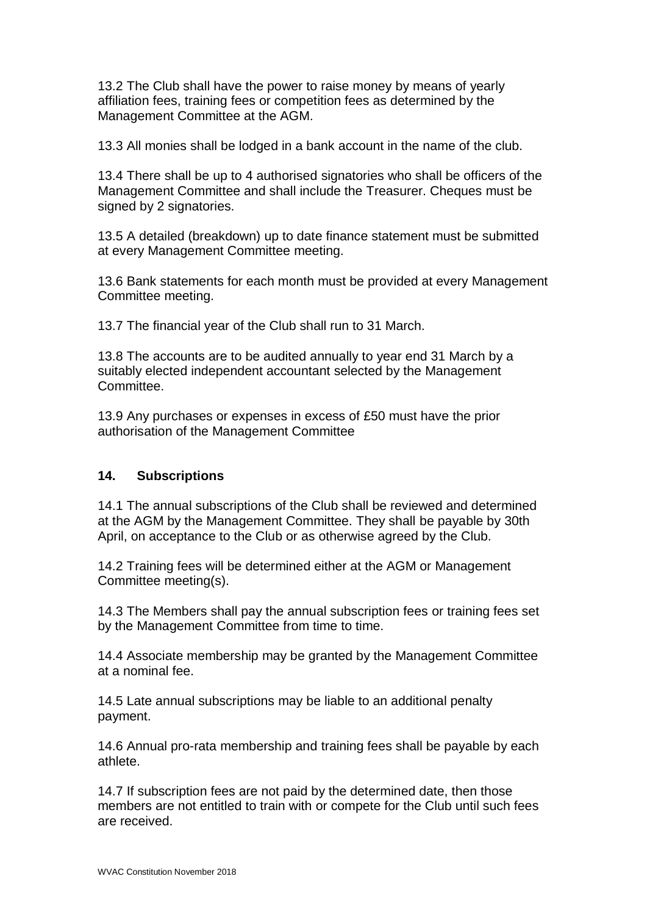13.2 The Club shall have the power to raise money by means of yearly affiliation fees, training fees or competition fees as determined by the Management Committee at the AGM.

13.3 All monies shall be lodged in a bank account in the name of the club.

13.4 There shall be up to 4 authorised signatories who shall be officers of the Management Committee and shall include the Treasurer. Cheques must be signed by 2 signatories.

13.5 A detailed (breakdown) up to date finance statement must be submitted at every Management Committee meeting.

13.6 Bank statements for each month must be provided at every Management Committee meeting.

13.7 The financial year of the Club shall run to 31 March.

13.8 The accounts are to be audited annually to year end 31 March by a suitably elected independent accountant selected by the Management Committee.

13.9 Any purchases or expenses in excess of £50 must have the prior authorisation of the Management Committee

## 14. Subscriptions

14.1 The annual subscriptions of the Club shall be reviewed and determined at the AGM by the Management Committee. They shall be payable by 30th April, on acceptance to the Club or as otherwise agreed by the Club.

14.2 Training fees will be determined either at the AGM or Management Committee meeting(s).

14.3 The Members shall pay the annual subscription fees or training fees set by the Management Committee from time to time.

14.4 Associate membership may be granted by the Management Committee at a nominal fee.

14.5 Late annual subscriptions may be liable to an additional penalty payment.

14.6 Annual pro-rata membership and training fees shall be payable by each athlete.

14.7 If subscription fees are not paid by the determined date, then those members are not entitled to train with or compete for the Club until such fees are received.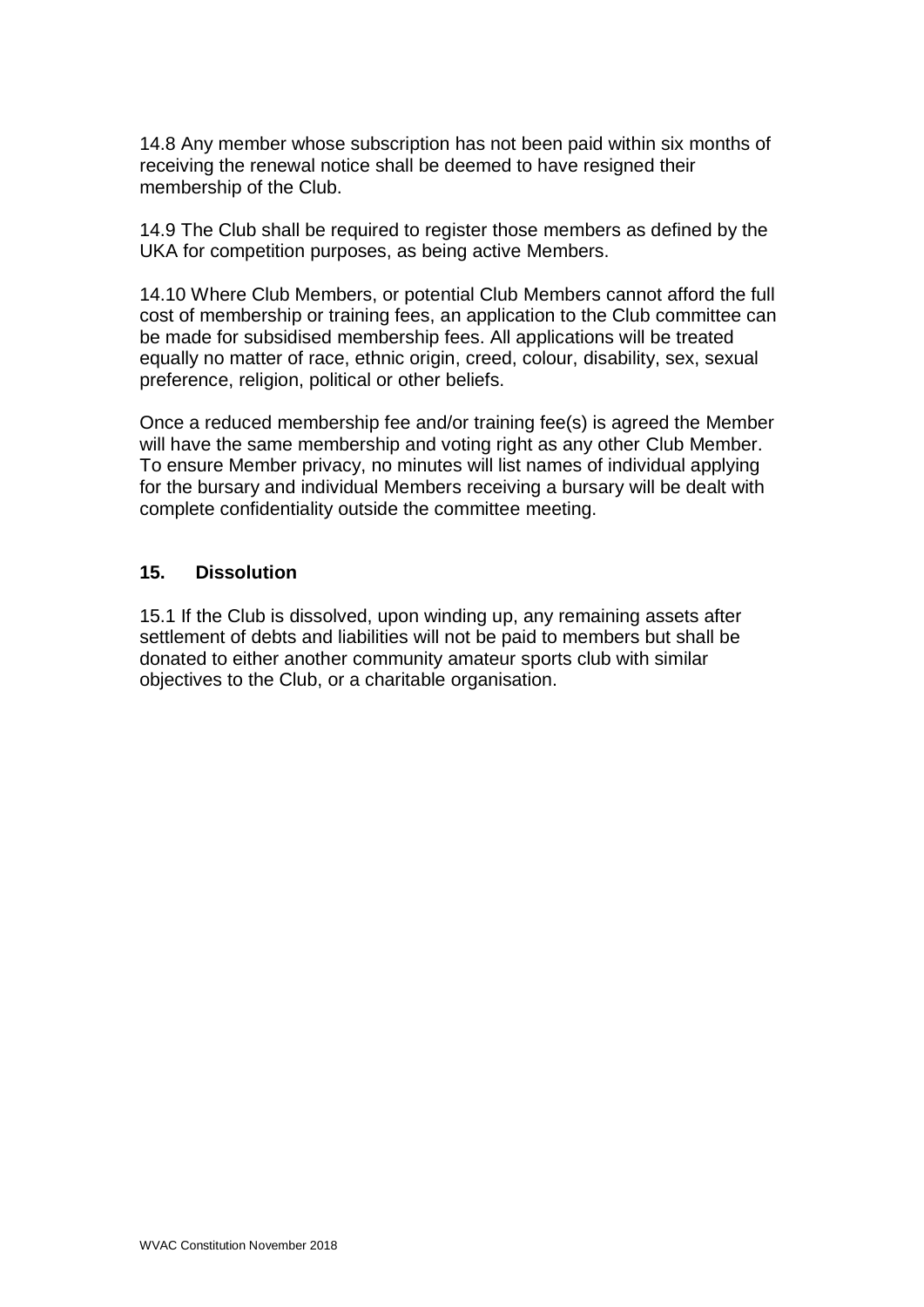14.8 Any member whose subscription has not been paid within six months of receiving the renewal notice shall be deemed to have resigned their membership of the Club.

14.9 The Club shall be required to register those members as defined by the UKA for competition purposes, as being active Members.

14.10 Where Club Members, or potential Club Members cannot afford the full cost of membership or training fees, an application to the Club committee can be made for subsidised membership fees. All applications will be treated equally no matter of race, ethnic origin, creed, colour, disability, sex, sexual preference, religion, political or other beliefs.

Once a reduced membership fee and/or training fee(s) is agreed the Member will have the same membership and voting right as any other Club Member. To ensure Member privacy, no minutes will list names of individual applying for the bursary and individual Members receiving a bursary will be dealt with complete confidentiality outside the committee meeting.

## 15. Dissolution

15.1 If the Club is dissolved, upon winding up, any remaining assets after settlement of debts and liabilities will not be paid to members but shall be donated to either another community amateur sports club with similar objectives to the Club, or a charitable organisation.